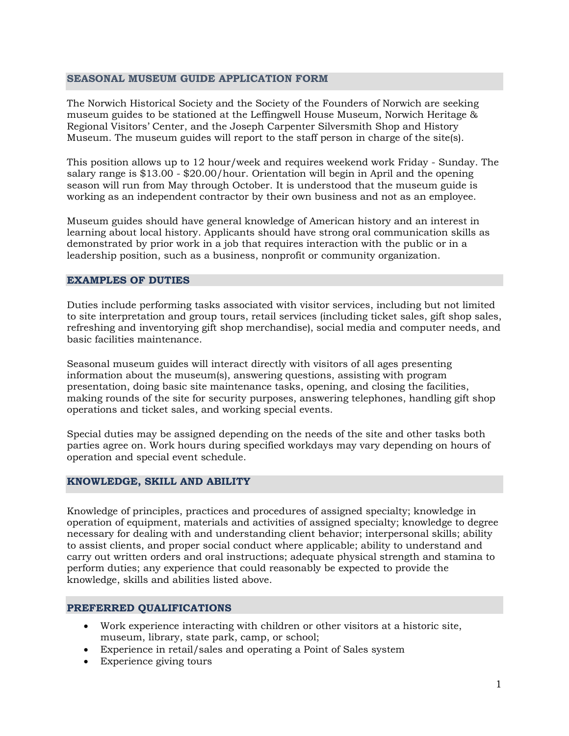## SEASONAL MUSEUM GUIDE APPLICATION FORM

The Norwich Historical Society and the Society of the Founders of Norwich are seeking museum guides to be stationed at the Leffingwell House Museum, Norwich Heritage & Regional Visitors' Center, and the Joseph Carpenter Silversmith Shop and History Museum. The museum guides will report to the staff person in charge of the site(s).

This position allows up to 12 hour/week and requires weekend work Friday - Sunday. The salary range is $13.00 - $20.00/hour. Orientation will begin in April and the opening season will run from May through October. It is understood that the museum guide is working as an independent contractor by their own business and not as an employee.

Museum guides should have general knowledge of American history and an interest in learning about local history. Applicants should have strong oral communication skills as demonstrated by prior work in a job that requires interaction with the public or in a leadership position, such as a business, nonprofit or community organization.

## EXAMPLES OF DUTIES

Duties include performing tasks associated with visitor services, including but not limited to site interpretation and group tours, retail services (including ticket sales, gift shop sales, refreshing and inventorying gift shop merchandise), social media and computer needs, and basic facilities maintenance.

Seasonal museum guides will interact directly with visitors of all ages presenting information about the museum(s), answering questions, assisting with program presentation, doing basic site maintenance tasks, opening, and closing the facilities, making rounds of the site for security purposes, answering telephones, handling gift shop operations and ticket sales, and working special events.

Special duties may be assigned depending on the needs of the site and other tasks both parties agree on. Work hours during specified workdays may vary depending on hours of operation and special event schedule.

## KNOWLEDGE, SKILL AND ABILITY

Knowledge of principles, practices and procedures of assigned specialty; knowledge in operation of equipment, materials and activities of assigned specialty; knowledge to degree necessary for dealing with and understanding client behavior; interpersonal skills; ability to assist clients, and proper social conduct where applicable; ability to understand and carry out written orders and oral instructions; adequate physical strength and stamina to perform duties; any experience that could reasonably be expected to provide the knowledge, skills and abilities listed above.

## PREFERRED QUALIFICATIONS

- Work experience interacting with children or other visitors at a historic site, museum, library, state park, camp, or school;
- Experience in retail/sales and operating a Point of Sales system
- Experience giving tours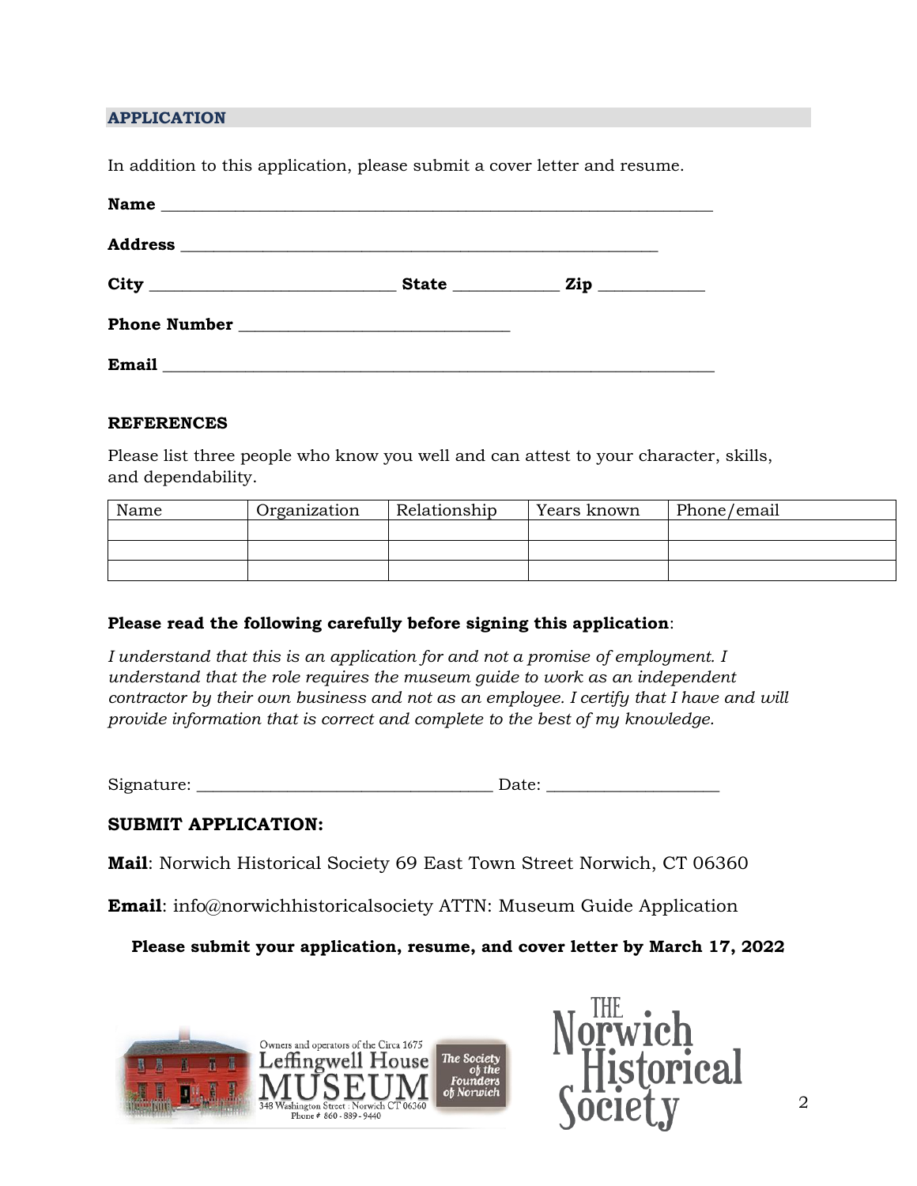## APPLICATION

In addition to this application, please submit a cover letter and resume.

**Name** ________________________________________________________________

**Address** ______________________________________________________

**City** ____________________________ **State** ____________ **Zip** ____________

**Phone Number** _______________________________

**Email** _______________________________________________________________

**REFERENCES**

Please list three people who know you well and can attest to your character, skills, and dependability.

| Name | Organization | Relationship | Years known | Phone/email |
|---|---|---|---|---|
| | | | | |
| | | | | |
| | | | | |

**Please read the following carefully before signing this application**:

*I understand that this is an application for and not a promise of employment. I understand that the role requires the museum guide to work as an independent contractor by their own business and not as an employee. I certify that I have and will provide information that is correct and complete to the best of my knowledge.*

Signature: __________________________________ Date: ____________________

**SUBMIT APPLICATION:**

**Mail**: Norwich Historical Society 69 East Town Street Norwich, CT 06360

**Email**: info@norwichhistoricalsociety ATTN: Museum Guide Application

**Please submit your application, resume, and cover letter by March 17, 2022**

Owners and operators of the Circa 1675 Leffingwell House MUSEUM 348 Washington Street : Norwich CT 06360 Phone # 860 - 889 - 9440

The Society of the Founders of Norwich

The Norwich Historical Society